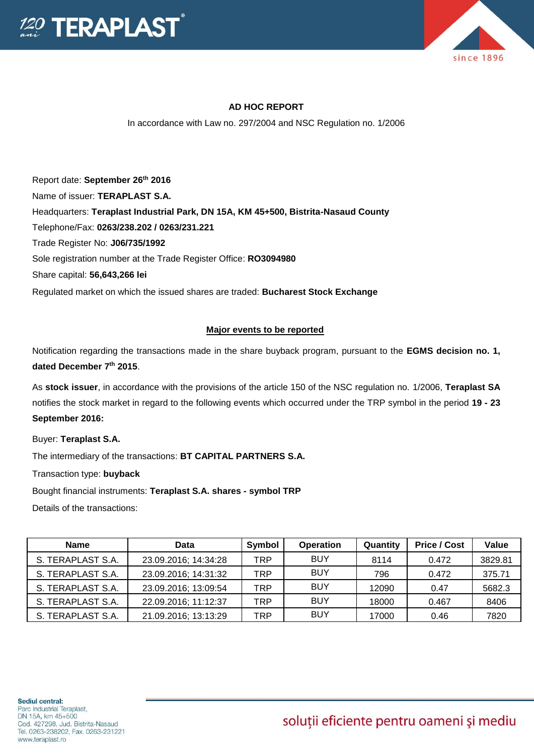**AD HOC REPORT**

In accordance with Law no. 297/2004 and NSC Regulation no. 1/2006

Report date: **September 26th 2016**

Name of issuer: **TERAPLAST S.A.**

Headquarters: **Teraplast Industrial Park, DN 15A, KM 45+500, Bistrita-Nasaud County**

Telephone/Fax: **0263/238.202 / 0263/231.221**

Trade Register No: **J06/735/1992**

Sole registration number at the Trade Register Office: **RO3094980**

Share capital: **56,643,266 lei**

Regulated market on which the issued shares are traded: **Bucharest Stock Exchange**

**Major events to be reported**

Notification regarding the transactions made in the share buyback program, pursuant to the **EGMS decision no. 1, dated December 7th 2015**.

As **stock issuer**, in accordance with the provisions of the article 150 of the NSC regulation no. 1/2006, **Teraplast SA** notifies the stock market in regard to the following events which occurred under the TRP symbol in the period **19 - 23 September 2016:**

Buyer: **Teraplast S.A.**

The intermediary of the transactions: **BT CAPITAL PARTNERS S.A.**

Transaction type: **buyback**

Bought financial instruments: **Teraplast S.A. shares - symbol TRP**

Details of the transactions:

| Name | Data | Symbol | Operation | Quantity | Price / Cost | Value |
|---|---|---|---|---|---|---|
| S. TERAPLAST S.A. | 23.09.2016; 14:34:28 | TRP | BUY | 8114 | 0.472 | 3829.81 |
| S. TERAPLAST S.A. | 23.09.2016; 14:31:32 | TRP | BUY | 796 | 0.472 | 375.71 |
| S. TERAPLAST S.A. | 23.09.2016; 13:09:54 | TRP | BUY | 12090 | 0.47 | 5682.3 |
| S. TERAPLAST S.A. | 22.09.2016; 11:12:37 | TRP | BUY | 18000 | 0.467 | 8406 |
| S. TERAPLAST S.A. | 21.09.2016; 13:13:29 | TRP | BUY | 17000 | 0.46 | 7820 |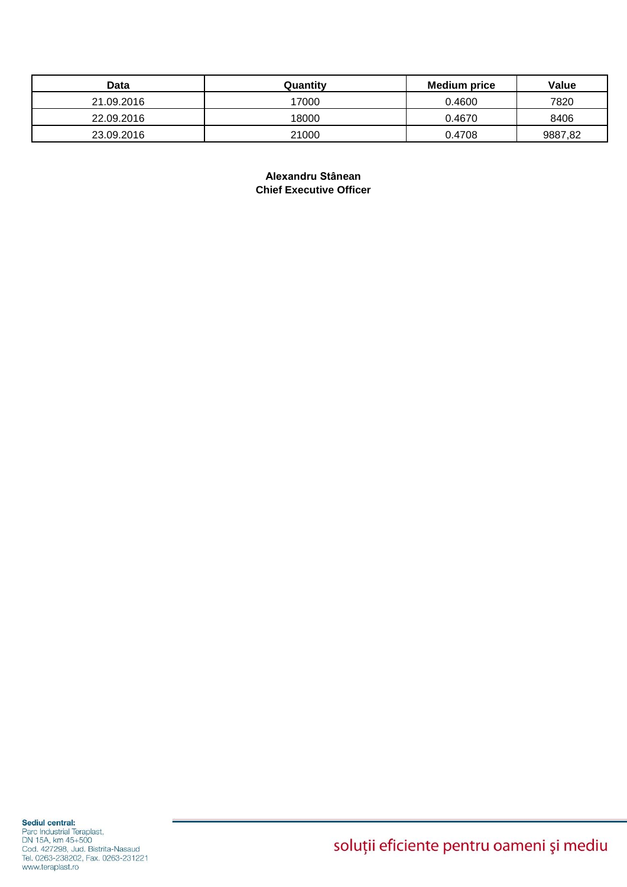| Data | Quantity | Medium price | Value |
|---|---|---|---|
| 21.09.2016 | 17000 | 0.4600 | 7820 |
| 22.09.2016 | 18000 | 0.4670 | 8406 |
| 23.09.2016 | 21000 | 0.4708 | 9887,82 |

**Alexandru Stânean**
**Chief Executive Officer**